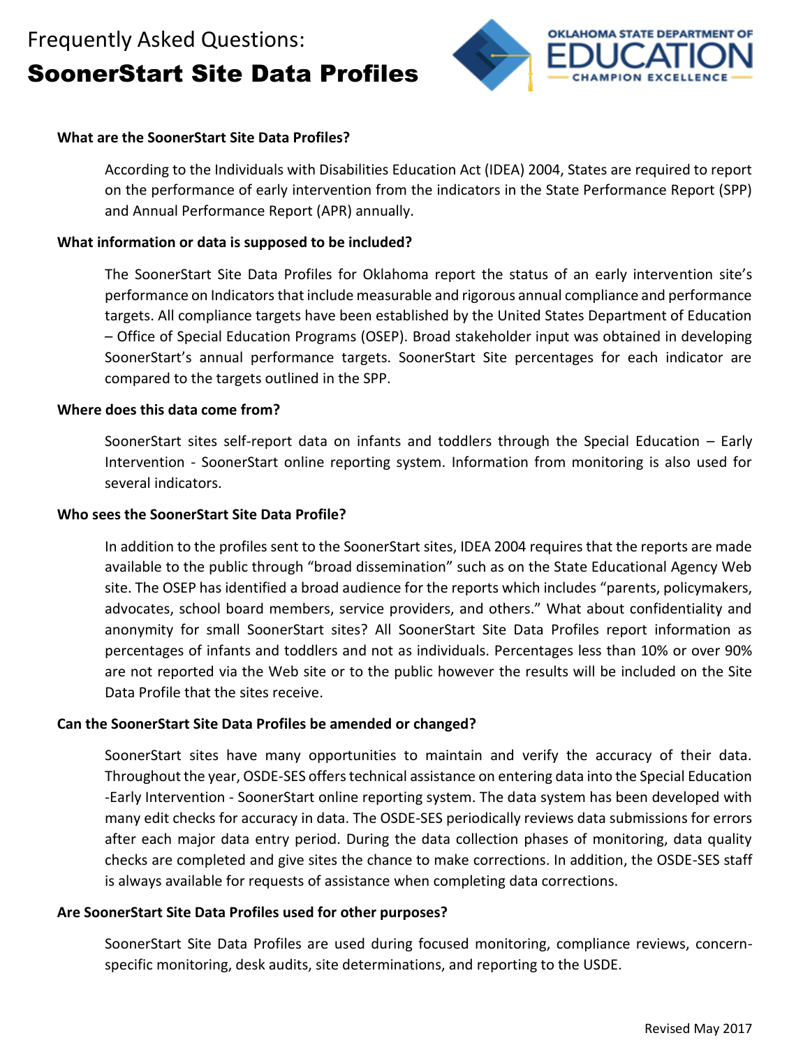Frequently Asked Questions:

# SoonerStart Site Data Profiles

OKLAHOMA STATE DEPARTMENT OF EDUCATION
CHAMPION EXCELLENCE

**What are the SoonerStart Site Data Profiles?**

According to the Individuals with Disabilities Education Act (IDEA) 2004, States are required to report on the performance of early intervention from the indicators in the State Performance Report (SPP) and Annual Performance Report (APR) annually.

**What information or data is supposed to be included?**

The SoonerStart Site Data Profiles for Oklahoma report the status of an early intervention site's performance on Indicators that include measurable and rigorous annual compliance and performance targets. All compliance targets have been established by the United States Department of Education – Office of Special Education Programs (OSEP). Broad stakeholder input was obtained in developing SoonerStart's annual performance targets. SoonerStart Site percentages for each indicator are compared to the targets outlined in the SPP.

**Where does this data come from?**

SoonerStart sites self-report data on infants and toddlers through the Special Education – Early Intervention - SoonerStart online reporting system. Information from monitoring is also used for several indicators.

**Who sees the SoonerStart Site Data Profile?**

In addition to the profiles sent to the SoonerStart sites, IDEA 2004 requires that the reports are made available to the public through "broad dissemination" such as on the State Educational Agency Web site. The OSEP has identified a broad audience for the reports which includes "parents, policymakers, advocates, school board members, service providers, and others." What about confidentiality and anonymity for small SoonerStart sites? All SoonerStart Site Data Profiles report information as percentages of infants and toddlers and not as individuals. Percentages less than 10% or over 90% are not reported via the Web site or to the public however the results will be included on the Site Data Profile that the sites receive.

**Can the SoonerStart Site Data Profiles be amended or changed?**

SoonerStart sites have many opportunities to maintain and verify the accuracy of their data. Throughout the year, OSDE-SES offers technical assistance on entering data into the Special Education -Early Intervention - SoonerStart online reporting system. The data system has been developed with many edit checks for accuracy in data. The OSDE-SES periodically reviews data submissions for errors after each major data entry period. During the data collection phases of monitoring, data quality checks are completed and give sites the chance to make corrections. In addition, the OSDE-SES staff is always available for requests of assistance when completing data corrections.

**Are SoonerStart Site Data Profiles used for other purposes?**

SoonerStart Site Data Profiles are used during focused monitoring, compliance reviews, concern-specific monitoring, desk audits, site determinations, and reporting to the USDE.

Revised May 2017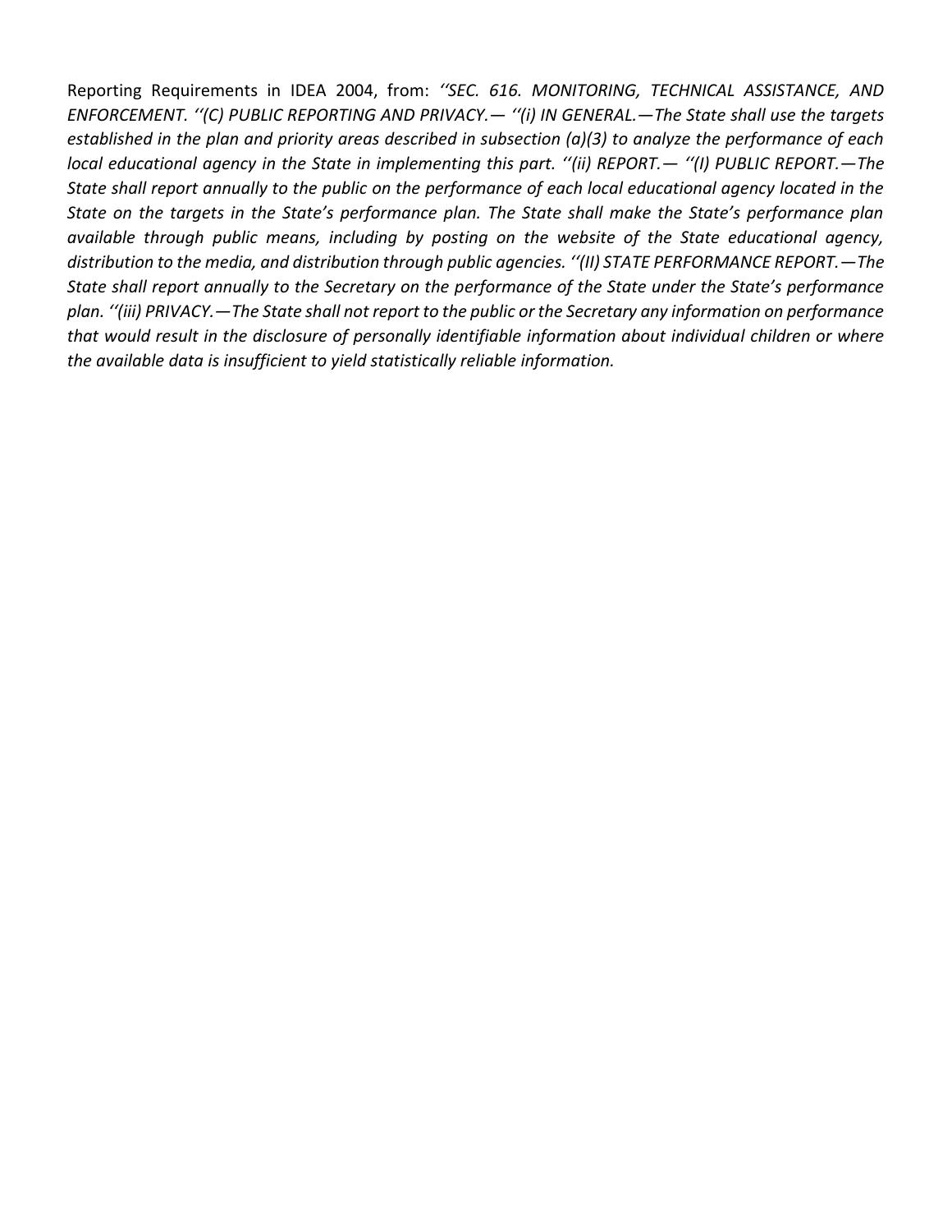Reporting Requirements in IDEA 2004, from: *''SEC. 616. MONITORING, TECHNICAL ASSISTANCE, AND ENFORCEMENT. ''(C) PUBLIC REPORTING AND PRIVACY.— ''(i) IN GENERAL.—The State shall use the targets established in the plan and priority areas described in subsection (a)(3) to analyze the performance of each local educational agency in the State in implementing this part. ''(ii) REPORT.— ''(I) PUBLIC REPORT.—The State shall report annually to the public on the performance of each local educational agency located in the State on the targets in the State's performance plan. The State shall make the State's performance plan available through public means, including by posting on the website of the State educational agency, distribution to the media, and distribution through public agencies. ''(II) STATE PERFORMANCE REPORT.—The State shall report annually to the Secretary on the performance of the State under the State's performance plan. ''(iii) PRIVACY.—The State shall not report to the public or the Secretary any information on performance that would result in the disclosure of personally identifiable information about individual children or where the available data is insufficient to yield statistically reliable information.*